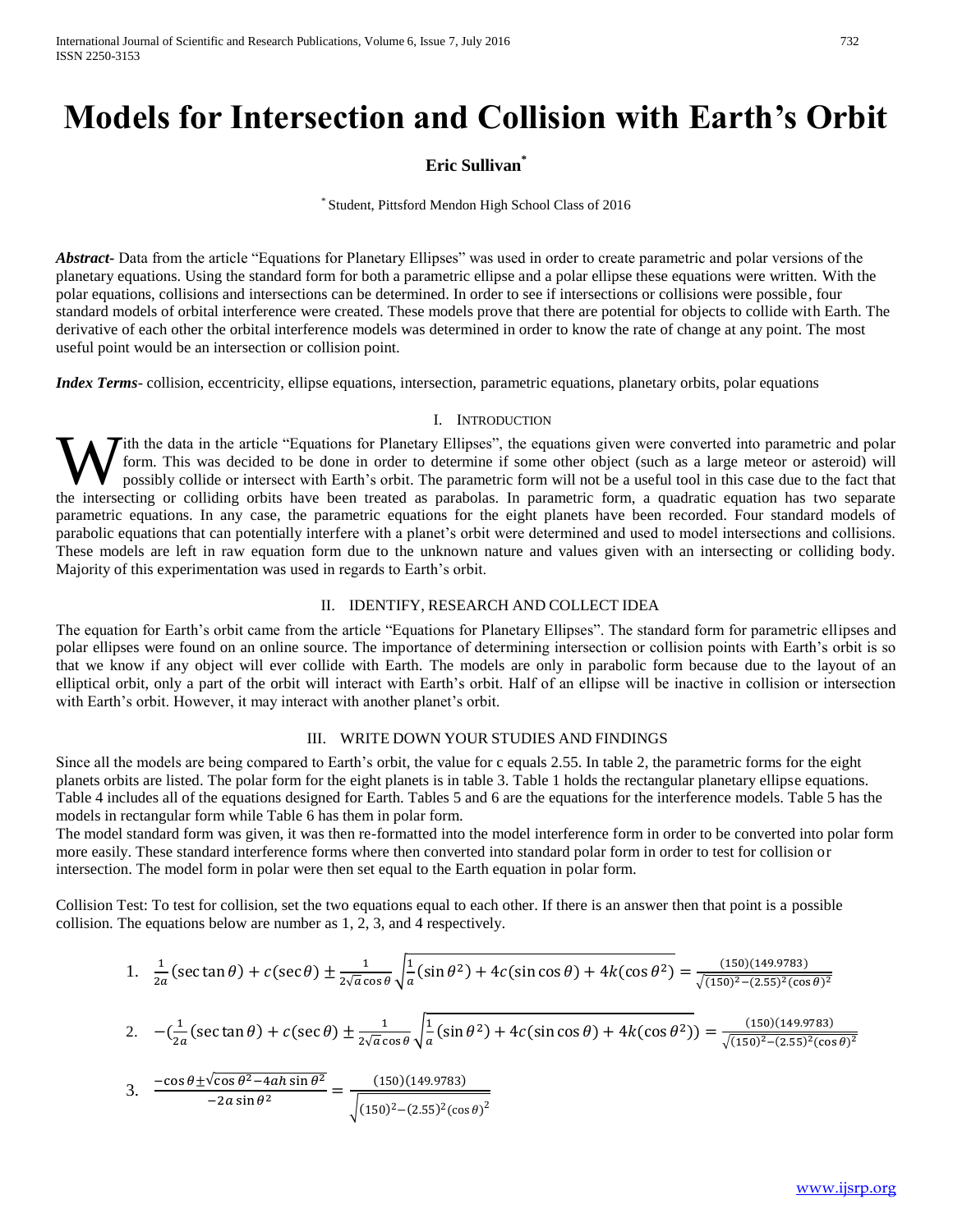# Models for Intersection and Collision with Earth's Orbit

**Eric Sullivan[*]**

[*] Student, Pittsford Mendon High School Class of 2016

***Abstract-*** Data from the article "Equations for Planetary Ellipses" was used in order to create parametric and polar versions of the planetary equations. Using the standard form for both a parametric ellipse and a polar ellipse these equations were written. With the polar equations, collisions and intersections can be determined. In order to see if intersections or collisions were possible, four standard models of orbital interference were created. These models prove that there are potential for objects to collide with Earth. The derivative of each other the orbital interference models was determined in order to know the rate of change at any point. The most useful point would be an intersection or collision point.

***Index Terms-*** collision, eccentricity, ellipse equations, intersection, parametric equations, planetary orbits, polar equations

## I. Introduction

With the data in the article "Equations for Planetary Ellipses", the equations given were converted into parametric and polar form. This was decided to be done in order to determine if some other object (such as a large meteor or asteroid) will possibly collide or intersect with Earth's orbit. The parametric form will not be a useful tool in this case due to the fact that the intersecting or colliding orbits have been treated as parabolas. In parametric form, a quadratic equation has two separate parametric equations. In any case, the parametric equations for the eight planets have been recorded. Four standard models of parabolic equations that can potentially interfere with a planet's orbit were determined and used to model intersections and collisions. These models are left in raw equation form due to the unknown nature and values given with an intersecting or colliding body. Majority of this experimentation was used in regards to Earth's orbit.

## II. Identify, Research and Collect Idea

The equation for Earth's orbit came from the article "Equations for Planetary Ellipses". The standard form for parametric ellipses and polar ellipses were found on an online source. The importance of determining intersection or collision points with Earth's orbit is so that we know if any object will ever collide with Earth. The models are only in parabolic form because due to the layout of an elliptical orbit, only a part of the orbit will interact with Earth's orbit. Half of an ellipse will be inactive in collision or intersection with Earth's orbit. However, it may interact with another planet's orbit.

## III. Write Down Your Studies and Findings

Since all the models are being compared to Earth's orbit, the value for c equals 2.55. In table 2, the parametric forms for the eight planets orbits are listed. The polar form for the eight planets is in table 3. Table 1 holds the rectangular planetary ellipse equations. Table 4 includes all of the equations designed for Earth. Tables 5 and 6 are the equations for the interference models. Table 5 has the models in rectangular form while Table 6 has them in polar form.

The model standard form was given, it was then re-formatted into the model interference form in order to be converted into polar form more easily. These standard interference forms where then converted into standard polar form in order to test for collision or intersection. The model form in polar were then set equal to the Earth equation in polar form.

Collision Test: To test for collision, set the two equations equal to each other. If there is an answer then that point is a possible collision. The equations below are number as 1, 2, 3, and 4 respectively.

1. $$\frac{1}{2a}(\sec\tan\theta) + c(\sec\theta) \pm \frac{1}{2\sqrt{a}\cos\theta}\sqrt{\frac{1}{a}(\sin\theta^2) + 4c(\sin\cos\theta) + 4k(\cos\theta^2)} = \frac{(150)(149.9783)}{\sqrt{(150)^2 - (2.55)^2(\cos\theta)^2}}$$

2. $$-\left(\frac{1}{2a}(\sec\tan\theta) + c(\sec\theta) \pm \frac{1}{2\sqrt{a}\cos\theta}\sqrt{\frac{1}{a}(\sin\theta^2) + 4c(\sin\cos\theta) + 4k(\cos\theta^2)}\right) = \frac{(150)(149.9783)}{\sqrt{(150)^2 - (2.55)^2(\cos\theta)^2}}$$

3. $$\frac{-\cos\theta \pm \sqrt{\cos\theta^2 - 4ah\sin\theta^2}}{-2a\sin\theta^2} = \frac{(150)(149.9783)}{\sqrt{(150)^2 - (2.55)^2(\cos\theta)^2}}$$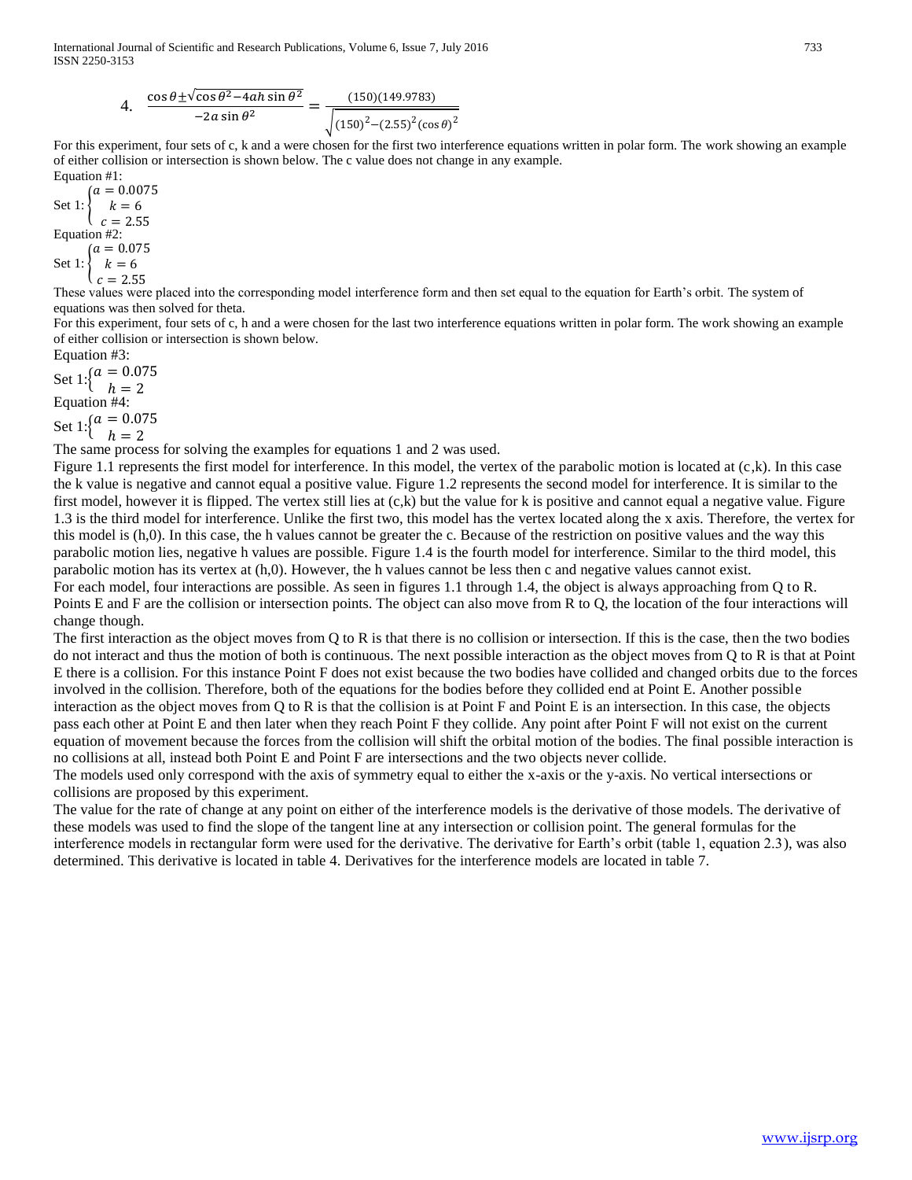4. $\frac{\cos\theta \pm \sqrt{\cos\theta^2 - 4ah\sin\theta^2}}{-2a\sin\theta^2} = \frac{(150)(149.9783)}{\sqrt{(150)^2 - (2.55)^2(\cos\theta)^2}}$

For this experiment, four sets of c, k and a were chosen for the first two interference equations written in polar form. The work showing an example of either collision or intersection is shown below. The c value does not change in any example.

Equation #1:

Set 1: $\begin{cases} a = 0.0075 \\ k = 6 \\ c = 2.55 \end{cases}$

Equation #2:

Set 1: $\begin{cases} a = 0.075 \\ k = 6 \\ c = 2.55 \end{cases}$

These values were placed into the corresponding model interference form and then set equal to the equation for Earth's orbit. The system of equations was then solved for theta.

For this experiment, four sets of c, h and a were chosen for the last two interference equations written in polar form. The work showing an example of either collision or intersection is shown below.

Equation #3:

Set 1: $\begin{cases} a = 0.075 \\ h = 2 \end{cases}$

Equation #4:

Set 1: $\begin{cases} a = 0.075 \\ h = 2 \end{cases}$

The same process for solving the examples for equations 1 and 2 was used.

Figure 1.1 represents the first model for interference. In this model, the vertex of the parabolic motion is located at (c,k). In this case the k value is negative and cannot equal a positive value. Figure 1.2 represents the second model for interference. It is similar to the first model, however it is flipped. The vertex still lies at (c,k) but the value for k is positive and cannot equal a negative value. Figure 1.3 is the third model for interference. Unlike the first two, this model has the vertex located along the x axis. Therefore, the vertex for this model is (h,0). In this case, the h values cannot be greater the c. Because of the restriction on positive values and the way this parabolic motion lies, negative h values are possible. Figure 1.4 is the fourth model for interference. Similar to the third model, this parabolic motion has its vertex at (h,0). However, the h values cannot be less then c and negative values cannot exist.

For each model, four interactions are possible. As seen in figures 1.1 through 1.4, the object is always approaching from Q to R. Points E and F are the collision or intersection points. The object can also move from R to Q, the location of the four interactions will change though.

The first interaction as the object moves from Q to R is that there is no collision or intersection. If this is the case, then the two bodies do not interact and thus the motion of both is continuous. The next possible interaction as the object moves from Q to R is that at Point E there is a collision. For this instance Point F does not exist because the two bodies have collided and changed orbits due to the forces involved in the collision. Therefore, both of the equations for the bodies before they collided end at Point E. Another possible interaction as the object moves from Q to R is that the collision is at Point F and Point E is an intersection. In this case, the objects pass each other at Point E and then later when they reach Point F they collide. Any point after Point F will not exist on the current equation of movement because the forces from the collision will shift the orbital motion of the bodies. The final possible interaction is no collisions at all, instead both Point E and Point F are intersections and the two objects never collide.

The models used only correspond with the axis of symmetry equal to either the x-axis or the y-axis. No vertical intersections or collisions are proposed by this experiment.

The value for the rate of change at any point on either of the interference models is the derivative of those models. The derivative of these models was used to find the slope of the tangent line at any intersection or collision point. The general formulas for the interference models in rectangular form were used for the derivative. The derivative for Earth's orbit (table 1, equation 2.3), was also determined. This derivative is located in table 4. Derivatives for the interference models are located in table 7.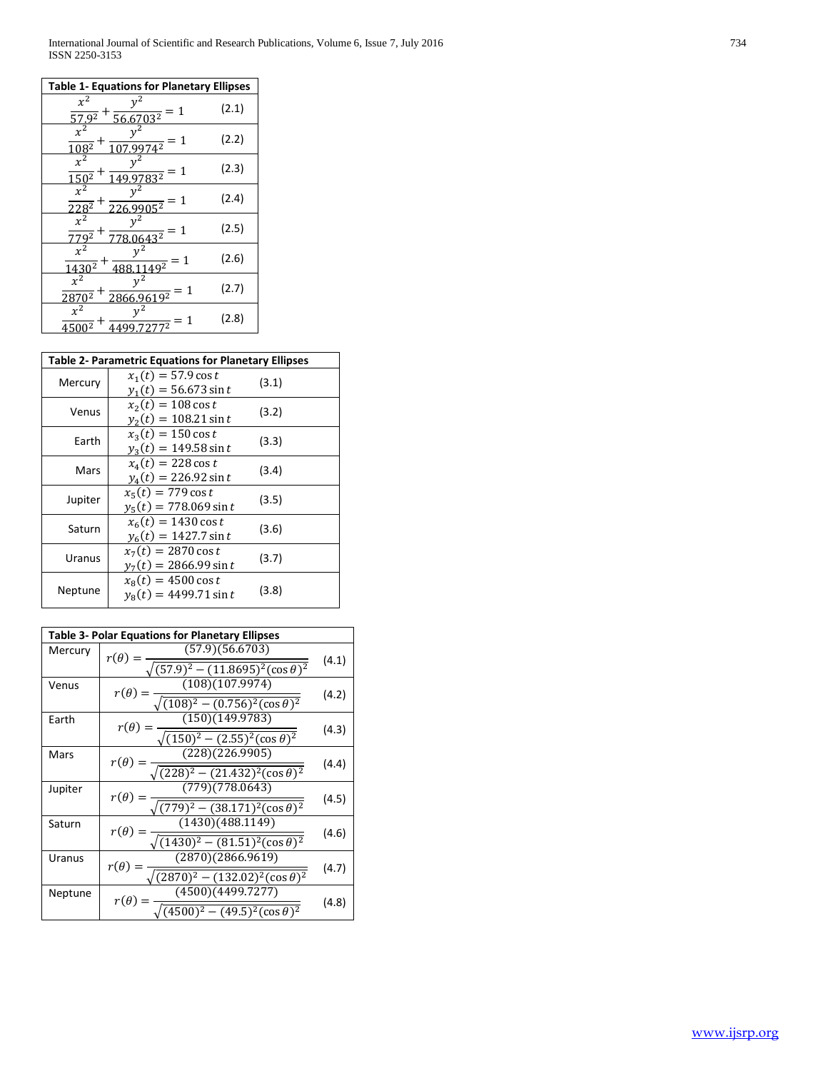| Table 1- Equations for Planetary Ellipses | |
|---|---|
| $\frac{x^2}{57.9^2} + \frac{y^2}{56.6703^2} = 1$ | (2.1) |
| $\frac{x^2}{108^2} + \frac{y^2}{107.9974^2} = 1$ | (2.2) |
| $\frac{x^2}{150^2} + \frac{y^2}{149.9783^2} = 1$ | (2.3) |
| $\frac{x^2}{228^2} + \frac{y^2}{226.9905^2} = 1$ | (2.4) |
| $\frac{x^2}{779^2} + \frac{y^2}{778.0643^2} = 1$ | (2.5) |
| $\frac{x^2}{1430^2} + \frac{y^2}{488.1149^2} = 1$ | (2.6) |
| $\frac{x^2}{2870^2} + \frac{y^2}{2866.9619^2} = 1$ | (2.7) |
| $\frac{x^2}{4500^2} + \frac{y^2}{4499.7277^2} = 1$ | (2.8) |

| Table 2- Parametric Equations for Planetary Ellipses | | |
|---|---|---|
| Mercury | $x_1(t) = 57.9\cos t$<br>$y_1(t) = 56.673\sin t$ | (3.1) |
| Venus | $x_2(t) = 108\cos t$<br>$y_2(t) = 108.21\sin t$ | (3.2) |
| Earth | $x_3(t) = 150\cos t$<br>$y_3(t) = 149.58\sin t$ | (3.3) |
| Mars | $x_4(t) = 228\cos t$<br>$y_4(t) = 226.92\sin t$ | (3.4) |
| Jupiter | $x_5(t) = 779\cos t$<br>$y_5(t) = 778.069\sin t$ | (3.5) |
| Saturn | $x_6(t) = 1430\cos t$<br>$y_6(t) = 1427.7\sin t$ | (3.6) |
| Uranus | $x_7(t) = 2870\cos t$<br>$y_7(t) = 2866.99\sin t$ | (3.7) |
| Neptune | $x_8(t) = 4500\cos t$<br>$y_8(t) = 4499.71\sin t$ | (3.8) |

| Table 3- Polar Equations for Planetary Ellipses | | |
|---|---|---|
| Mercury | $r(\theta) = \frac{(57.9)(56.6703)}{\sqrt{(57.9)^2 - (11.8695)^2(\cos\theta)^2}}$ | (4.1) |
| Venus | $r(\theta) = \frac{(108)(107.9974)}{\sqrt{(108)^2 - (0.756)^2(\cos\theta)^2}}$ | (4.2) |
| Earth | $r(\theta) = \frac{(150)(149.9783)}{\sqrt{(150)^2 - (2.55)^2(\cos\theta)^2}}$ | (4.3) |
| Mars | $r(\theta) = \frac{(228)(226.9905)}{\sqrt{(228)^2 - (21.432)^2(\cos\theta)^2}}$ | (4.4) |
| Jupiter | $r(\theta) = \frac{(779)(778.0643)}{\sqrt{(779)^2 - (38.171)^2(\cos\theta)^2}}$ | (4.5) |
| Saturn | $r(\theta) = \frac{(1430)(488.1149)}{\sqrt{(1430)^2 - (81.51)^2(\cos\theta)^2}}$ | (4.6) |
| Uranus | $r(\theta) = \frac{(2870)(2866.9619)}{\sqrt{(2870)^2 - (132.02)^2(\cos\theta)^2}}$ | (4.7) |
| Neptune | $r(\theta) = \frac{(4500)(4499.7277)}{\sqrt{(4500)^2 - (49.5)^2(\cos\theta)^2}}$ | (4.8) |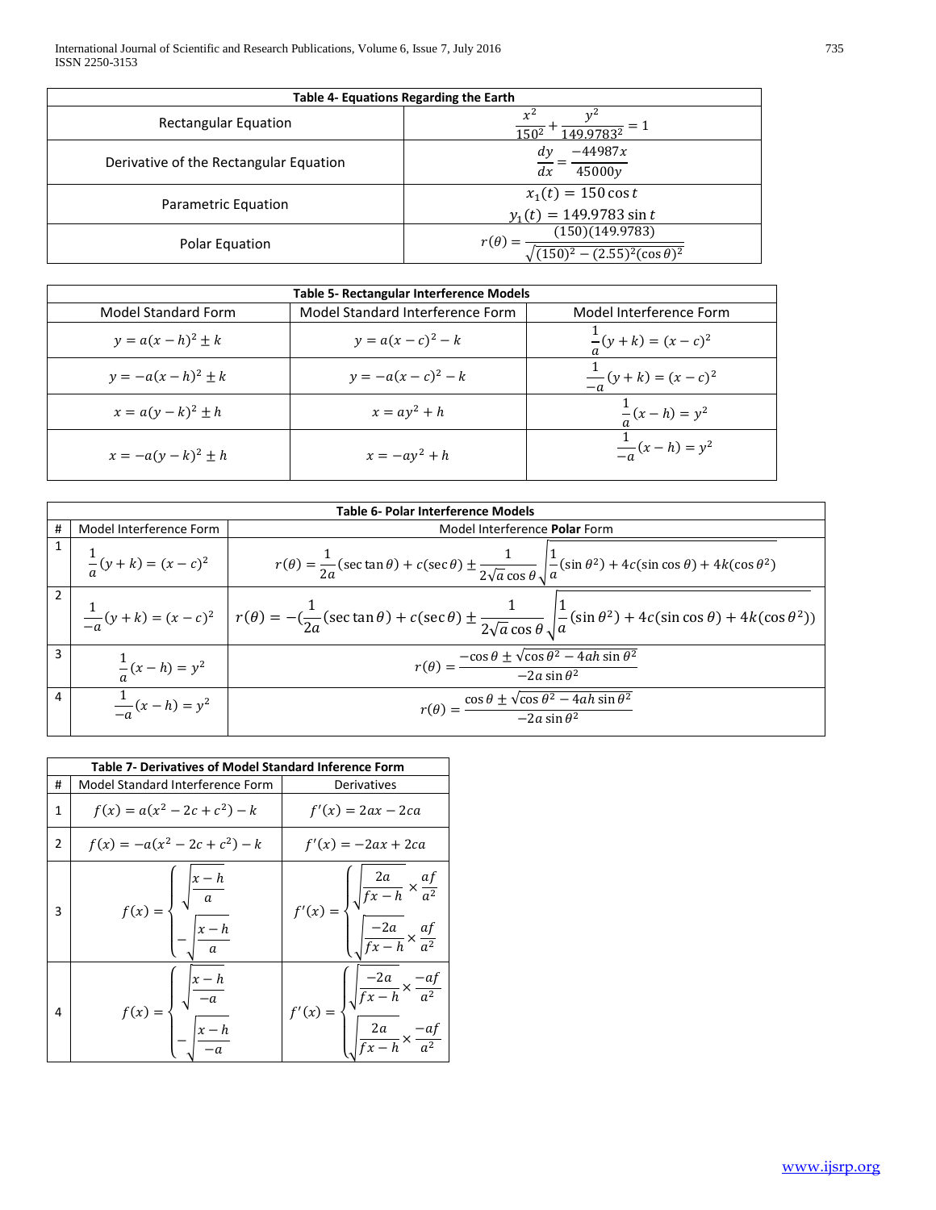| Table 4- Equations Regarding the Earth | |
|---|---|
| Rectangular Equation | $\frac{x^2}{150^2} + \frac{y^2}{149.9783^2} = 1$ |
| Derivative of the Rectangular Equation | $\frac{dy}{dx} = \frac{-44987x}{45000y}$ |
| Parametric Equation | $x_1(t) = 150\cos t$<br>$y_1(t) = 149.9783\sin t$ |
| Polar Equation | $r(\theta) = \frac{(150)(149.9783)}{\sqrt{(150)^2 - (2.55)^2(\cos\theta)^2}}$ |

| Table 5- Rectangular Interference Models | | |
|---|---|---|
| Model Standard Form | Model Standard Interference Form | Model Interference Form |
| $y = a(x-h)^2 \pm k$ | $y = a(x-c)^2 - k$ | $\frac{1}{a}(y+k) = (x-c)^2$ |
| $y = -a(x-h)^2 \pm k$ | $y = -a(x-c)^2 - k$ | $\frac{1}{-a}(y+k) = (x-c)^2$ |
| $x = a(y-k)^2 \pm h$ | $x = ay^2 + h$ | $\frac{1}{a}(x-h) = y^2$ |
| $x = -a(y-k)^2 \pm h$ | $x = -ay^2 + h$ | $\frac{1}{-a}(x-h) = y^2$ |

| Table 6- Polar Interference Models | | |
|---|---|---|
| # | Model Interference Form | Model Interference **Polar** Form |
| 1 | $\frac{1}{a}(y+k) = (x-c)^2$ | $r(\theta) = \frac{1}{2a}(\sec\tan\theta) + c(\sec\theta) \pm \frac{1}{2\sqrt{a}\cos\theta}\sqrt{\frac{1}{a}(\sin\theta^2) + 4c(\sin\cos\theta) + 4k(\cos\theta^2)}$ |
| 2 | $\frac{1}{-a}(y+k) = (x-c)^2$ | $r(\theta) = -(\frac{1}{2a}(\sec\tan\theta) + c(\sec\theta) \pm \frac{1}{2\sqrt{a}\cos\theta}\sqrt{\frac{1}{a}(\sin\theta^2) + 4c(\sin\cos\theta) + 4k(\cos\theta^2)})$ |
| 3 | $\frac{1}{a}(x-h) = y^2$ | $r(\theta) = \frac{-\cos\theta \pm \sqrt{\cos\theta^2 - 4ah\sin\theta^2}}{-2a\sin\theta^2}$ |
| 4 | $\frac{1}{-a}(x-h) = y^2$ | $r(\theta) = \frac{\cos\theta \pm \sqrt{\cos\theta^2 - 4ah\sin\theta^2}}{-2a\sin\theta^2}$ |

| Table 7- Derivatives of Model Standard Inference Form | | |
|---|---|---|
| # | Model Standard Interference Form | Derivatives |
| 1 | $f(x) = a(x^2 - 2c + c^2) - k$ | $f'(x) = 2ax - 2ca$ |
| 2 | $f(x) = -a(x^2 - 2c + c^2) - k$ | $f'(x) = -2ax + 2ca$ |
| 3 | $f(x) = \begin{cases} \sqrt{\frac{x-h}{a}} \\ -\sqrt{\frac{x-h}{a}} \end{cases}$ | $f'(x) = \begin{cases} \sqrt{\frac{2a}{fx-h}} \times \frac{af}{a^2} \\ \sqrt{\frac{-2a}{fx-h}} \times \frac{af}{a^2} \end{cases}$ |
| 4 | $f(x) = \begin{cases} \sqrt{\frac{x-h}{-a}} \\ -\sqrt{\frac{x-h}{-a}} \end{cases}$ | $f'(x) = \begin{cases} \sqrt{\frac{-2a}{fx-h}} \times \frac{-af}{a^2} \\ \sqrt{\frac{2a}{fx-h}} \times \frac{-af}{a^2} \end{cases}$ |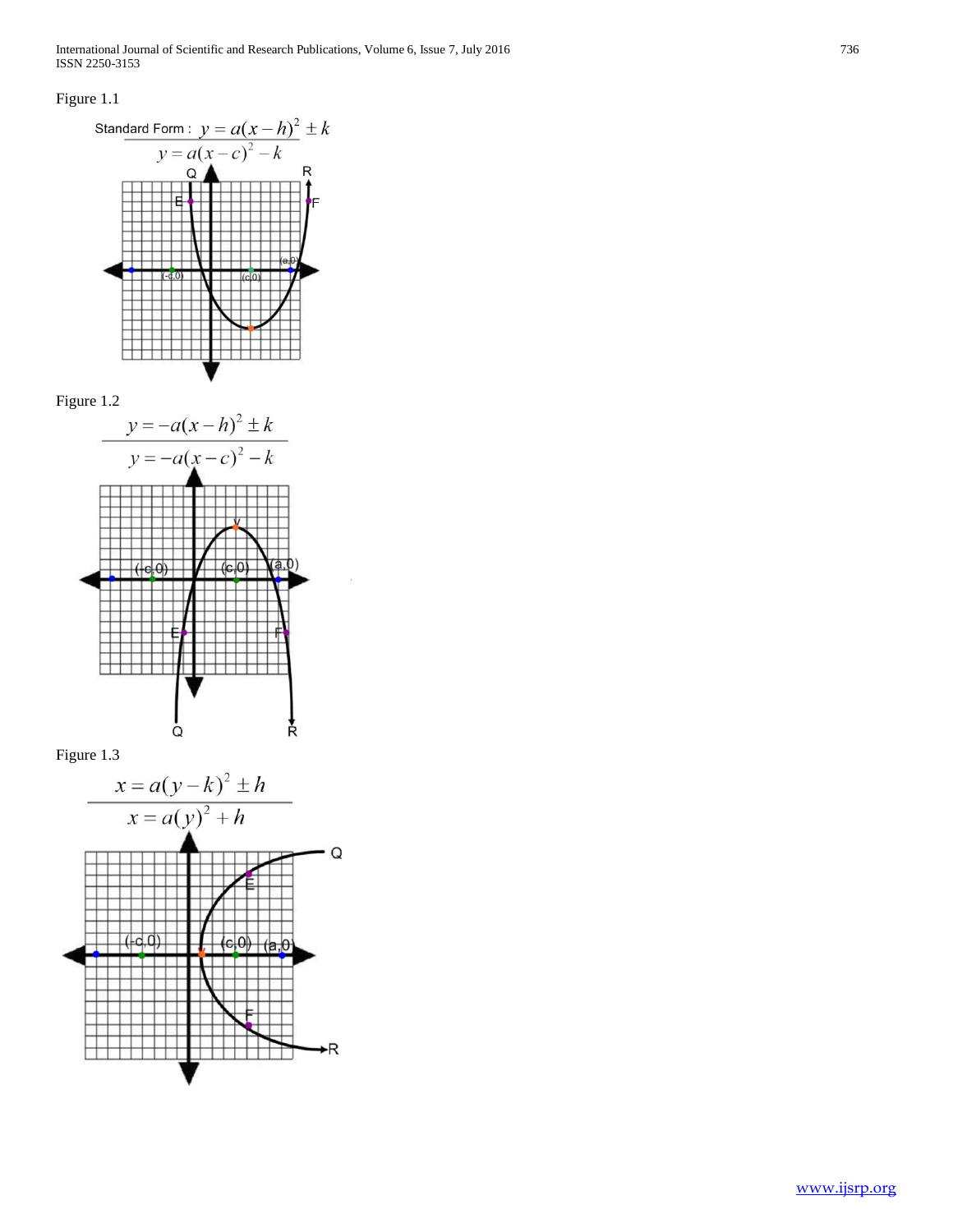Figure 1.1

Standard Form : $y = a(x-h)^2 \pm k$

$y = a(x-c)^2 - k$

Figure 1.2

$y = -a(x-h)^2 \pm k$

$y = -a(x-c)^2 - k$

Figure 1.3

$x = a(y-k)^2 \pm h$

$x = a(y)^2 + h$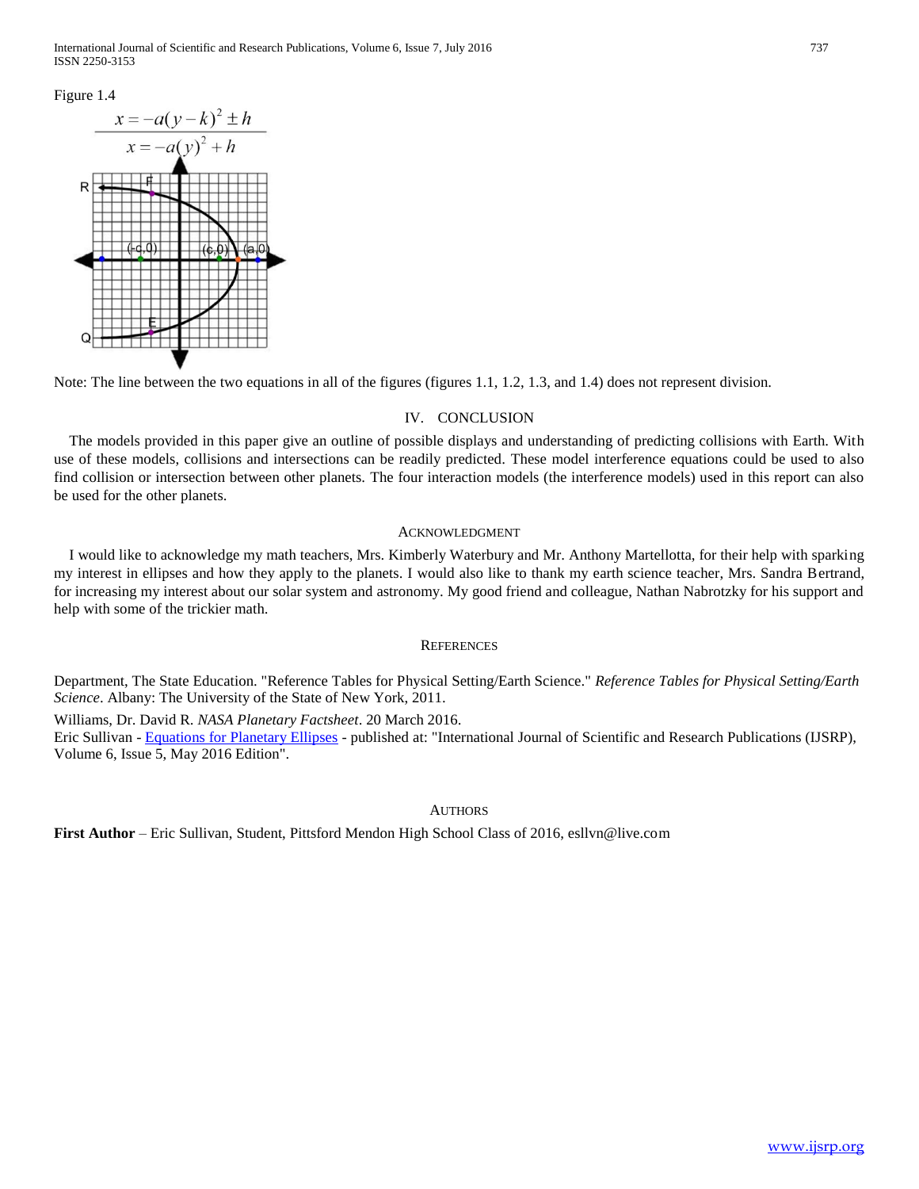Figure 1.4

$$x = -a(y-k)^2 \pm h$$

$$x = -a(y)^2 + h$$

R

F

(-c,0)

(c,0)

(a,0)

E

Q

Note: The line between the two equations in all of the figures (figures 1.1, 1.2, 1.3, and 1.4) does not represent division.

## IV. CONCLUSION

The models provided in this paper give an outline of possible displays and understanding of predicting collisions with Earth. With use of these models, collisions and intersections can be readily predicted. These model interference equations could be used to also find collision or intersection between other planets. The four interaction models (the interference models) used in this report can also be used for the other planets.

## ACKNOWLEDGMENT

I would like to acknowledge my math teachers, Mrs. Kimberly Waterbury and Mr. Anthony Martellotta, for their help with sparking my interest in ellipses and how they apply to the planets. I would also like to thank my earth science teacher, Mrs. Sandra Bertrand, for increasing my interest about our solar system and astronomy. My good friend and colleague, Nathan Nabrotzky for his support and help with some of the trickier math.

## REFERENCES

Department, The State Education. "Reference Tables for Physical Setting/Earth Science." *Reference Tables for Physical Setting/Earth Science*. Albany: The University of the State of New York, 2011.

Williams, Dr. David R. *NASA Planetary Factsheet*. 20 March 2016.

Eric Sullivan - Equations for Planetary Ellipses - published at: "International Journal of Scientific and Research Publications (IJSRP), Volume 6, Issue 5, May 2016 Edition".

## AUTHORS

**First Author** – Eric Sullivan, Student, Pittsford Mendon High School Class of 2016, esllvn@live.com